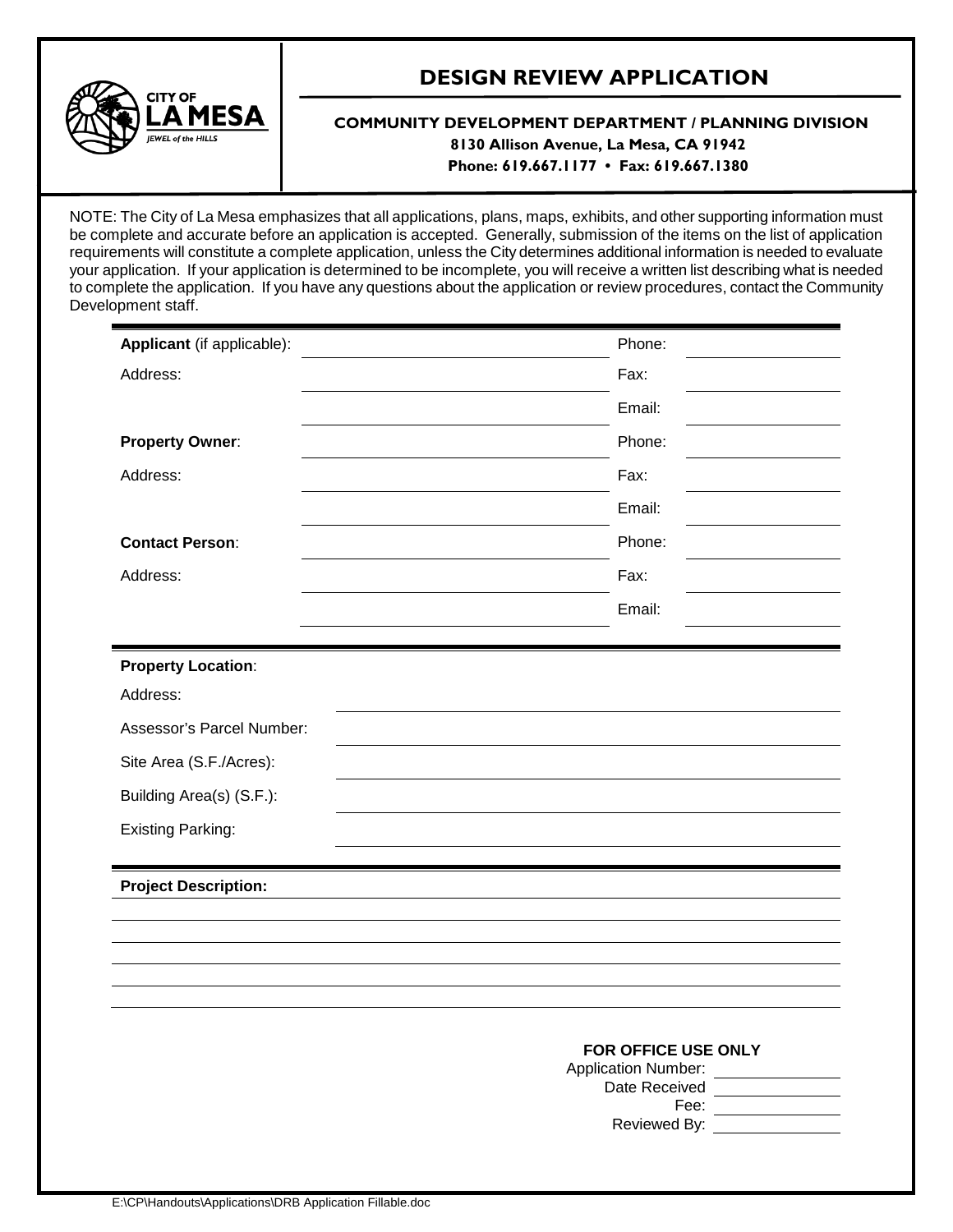CITY OF **LA MESA**
*JEWEL of the HILLS*

# DESIGN REVIEW APPLICATION

**COMMUNITY DEVELOPMENT DEPARTMENT / PLANNING DIVISION**
**8130 Allison Avenue, La Mesa, CA 91942**
**Phone: 619.667.1177 • Fax: 619.667.1380**

NOTE: The City of La Mesa emphasizes that all applications, plans, maps, exhibits, and other supporting information must be complete and accurate before an application is accepted. Generally, submission of the items on the list of application requirements will constitute a complete application, unless the City determines additional information is needed to evaluate your application. If your application is determined to be incomplete, you will receive a written list describing what is needed to complete the application. If you have any questions about the application or review procedures, contact the Community Development staff.

| | | | |
|---|---|---|---|
| **Applicant** (if applicable): | | Phone: | |
| Address: | | Fax: | |
| | | Email: | |
| **Property Owner**: | | Phone: | |
| Address: | | Fax: | |
| | | Email: | |
| **Contact Person**: | | Phone: | |
| Address: | | Fax: | |
| | | Email: | |

**Property Location**:

| | |
|---|---|
| Address: | |
| Assessor's Parcel Number: | |
| Site Area (S.F./Acres): | |
| Building Area(s) (S.F.): | |
| Existing Parking: | |

**Project Description:**

______________________________________________

______________________________________________

______________________________________________

______________________________________________

______________________________________________

**FOR OFFICE USE ONLY**

| | |
|---|---|
| Application Number: | |
| Date Received | |
| Fee: | |
| Reviewed By: | |

E:\CP\Handouts\Applications\DRB Application Fillable.doc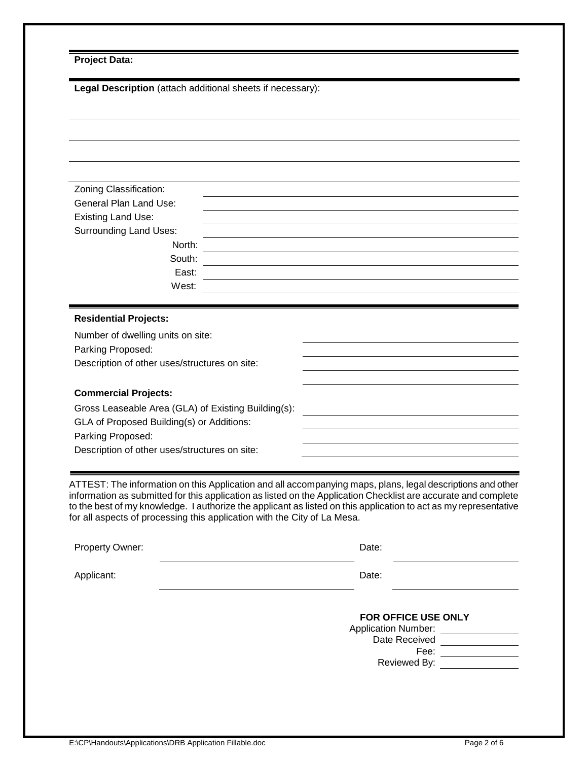**Project Data:**

**Legal Description** (attach additional sheets if necessary):

Zoning Classification:

General Plan Land Use:

Existing Land Use:

Surrounding Land Uses:

North:

South:

East:

West:

**Residential Projects:**

Number of dwelling units on site:

Parking Proposed:

Description of other uses/structures on site:

**Commercial Projects:**

Gross Leaseable Area (GLA) of Existing Building(s):

GLA of Proposed Building(s) or Additions:

Parking Proposed:

Description of other uses/structures on site:

ATTEST: The information on this Application and all accompanying maps, plans, legal descriptions and other information as submitted for this application as listed on the Application Checklist are accurate and complete to the best of my knowledge. I authorize the applicant as listed on this application to act as my representative for all aspects of processing this application with the City of La Mesa.

Property Owner: Date:

Applicant: Date:

**FOR OFFICE USE ONLY**

Application Number:

Date Received

Fee:

Reviewed By:

E:\CP\Handouts\Applications\DRB Application Fillable.doc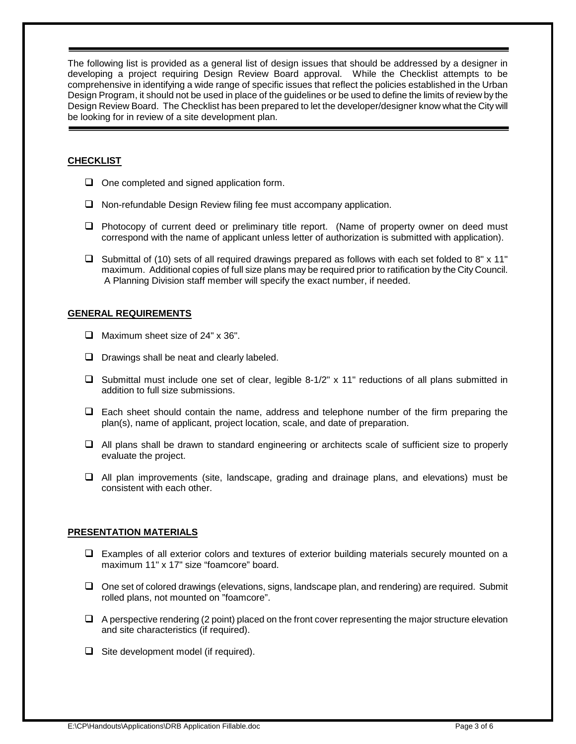The following list is provided as a general list of design issues that should be addressed by a designer in developing a project requiring Design Review Board approval. While the Checklist attempts to be comprehensive in identifying a wide range of specific issues that reflect the policies established in the Urban Design Program, it should not be used in place of the guidelines or be used to define the limits of review by the Design Review Board. The Checklist has been prepared to let the developer/designer know what the City will be looking for in review of a site development plan.

## CHECKLIST

- [ ] One completed and signed application form.
- [ ] Non-refundable Design Review filing fee must accompany application.
- [ ] Photocopy of current deed or preliminary title report. (Name of property owner on deed must correspond with the name of applicant unless letter of authorization is submitted with application).
- [ ] Submittal of (10) sets of all required drawings prepared as follows with each set folded to 8" x 11" maximum. Additional copies of full size plans may be required prior to ratification by the City Council. A Planning Division staff member will specify the exact number, if needed.

## GENERAL REQUIREMENTS

- [ ] Maximum sheet size of 24" x 36".
- [ ] Drawings shall be neat and clearly labeled.
- [ ] Submittal must include one set of clear, legible 8-1/2" x 11" reductions of all plans submitted in addition to full size submissions.
- [ ] Each sheet should contain the name, address and telephone number of the firm preparing the plan(s), name of applicant, project location, scale, and date of preparation.
- [ ] All plans shall be drawn to standard engineering or architects scale of sufficient size to properly evaluate the project.
- [ ] All plan improvements (site, landscape, grading and drainage plans, and elevations) must be consistent with each other.

## PRESENTATION MATERIALS

- [ ] Examples of all exterior colors and textures of exterior building materials securely mounted on a maximum 11" x 17" size "foamcore" board.
- [ ] One set of colored drawings (elevations, signs, landscape plan, and rendering) are required. Submit rolled plans, not mounted on "foamcore".
- [ ] A perspective rendering (2 point) placed on the front cover representing the major structure elevation and site characteristics (if required).
- [ ] Site development model (if required).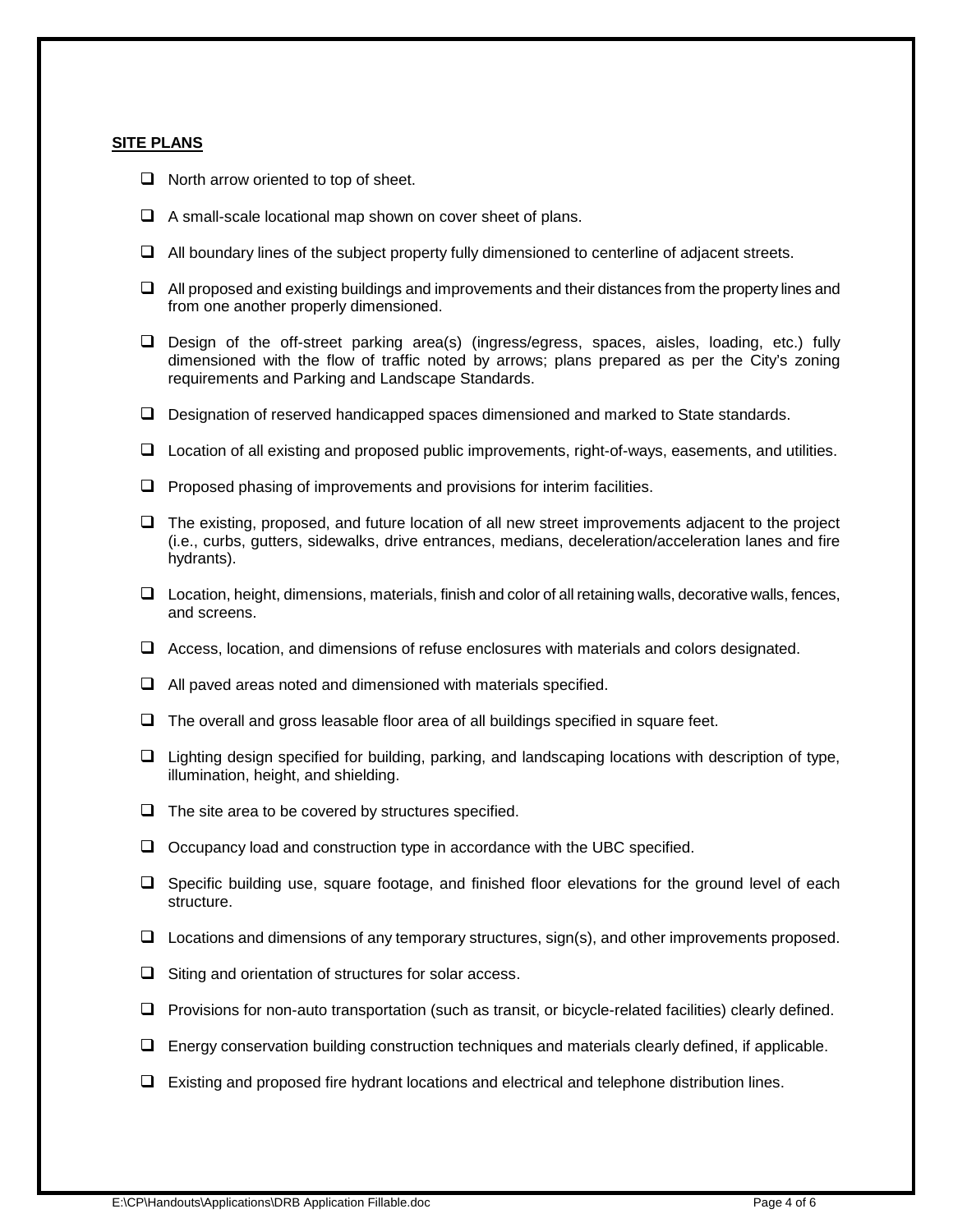**SITE PLANS**

- [ ] North arrow oriented to top of sheet.
- [ ] A small-scale locational map shown on cover sheet of plans.
- [ ] All boundary lines of the subject property fully dimensioned to centerline of adjacent streets.
- [ ] All proposed and existing buildings and improvements and their distances from the property lines and from one another properly dimensioned.
- [ ] Design of the off-street parking area(s) (ingress/egress, spaces, aisles, loading, etc.) fully dimensioned with the flow of traffic noted by arrows; plans prepared as per the City's zoning requirements and Parking and Landscape Standards.
- [ ] Designation of reserved handicapped spaces dimensioned and marked to State standards.
- [ ] Location of all existing and proposed public improvements, right-of-ways, easements, and utilities.
- [ ] Proposed phasing of improvements and provisions for interim facilities.
- [ ] The existing, proposed, and future location of all new street improvements adjacent to the project (i.e., curbs, gutters, sidewalks, drive entrances, medians, deceleration/acceleration lanes and fire hydrants).
- [ ] Location, height, dimensions, materials, finish and color of all retaining walls, decorative walls, fences, and screens.
- [ ] Access, location, and dimensions of refuse enclosures with materials and colors designated.
- [ ] All paved areas noted and dimensioned with materials specified.
- [ ] The overall and gross leasable floor area of all buildings specified in square feet.
- [ ] Lighting design specified for building, parking, and landscaping locations with description of type, illumination, height, and shielding.
- [ ] The site area to be covered by structures specified.
- [ ] Occupancy load and construction type in accordance with the UBC specified.
- [ ] Specific building use, square footage, and finished floor elevations for the ground level of each structure.
- [ ] Locations and dimensions of any temporary structures, sign(s), and other improvements proposed.
- [ ] Siting and orientation of structures for solar access.
- [ ] Provisions for non-auto transportation (such as transit, or bicycle-related facilities) clearly defined.
- [ ] Energy conservation building construction techniques and materials clearly defined, if applicable.
- [ ] Existing and proposed fire hydrant locations and electrical and telephone distribution lines.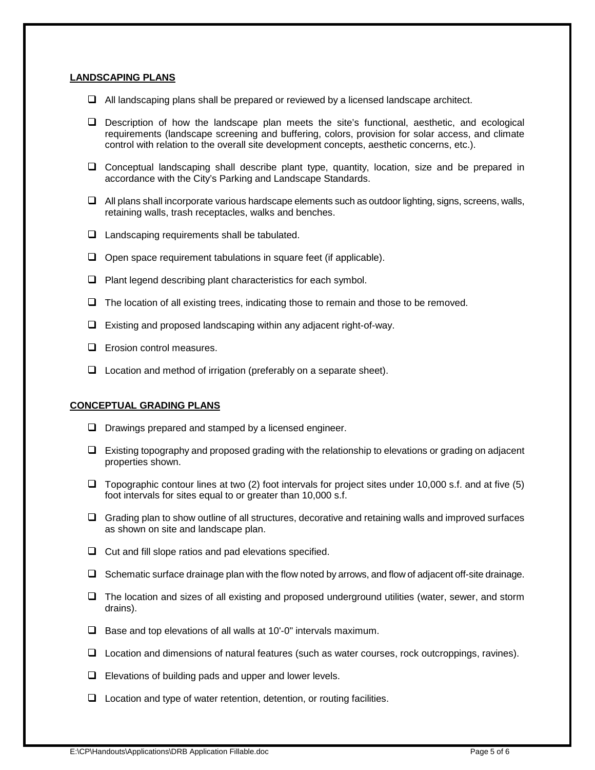**LANDSCAPING PLANS**

- ☐ All landscaping plans shall be prepared or reviewed by a licensed landscape architect.
- ☐ Description of how the landscape plan meets the site's functional, aesthetic, and ecological requirements (landscape screening and buffering, colors, provision for solar access, and climate control with relation to the overall site development concepts, aesthetic concerns, etc.).
- ☐ Conceptual landscaping shall describe plant type, quantity, location, size and be prepared in accordance with the City's Parking and Landscape Standards.
- ☐ All plans shall incorporate various hardscape elements such as outdoor lighting, signs, screens, walls, retaining walls, trash receptacles, walks and benches.
- ☐ Landscaping requirements shall be tabulated.
- ☐ Open space requirement tabulations in square feet (if applicable).
- ☐ Plant legend describing plant characteristics for each symbol.
- ☐ The location of all existing trees, indicating those to remain and those to be removed.
- ☐ Existing and proposed landscaping within any adjacent right-of-way.
- ☐ Erosion control measures.
- ☐ Location and method of irrigation (preferably on a separate sheet).

**CONCEPTUAL GRADING PLANS**

- ☐ Drawings prepared and stamped by a licensed engineer.
- ☐ Existing topography and proposed grading with the relationship to elevations or grading on adjacent properties shown.
- ☐ Topographic contour lines at two (2) foot intervals for project sites under 10,000 s.f. and at five (5) foot intervals for sites equal to or greater than 10,000 s.f.
- ☐ Grading plan to show outline of all structures, decorative and retaining walls and improved surfaces as shown on site and landscape plan.
- ☐ Cut and fill slope ratios and pad elevations specified.
- ☐ Schematic surface drainage plan with the flow noted by arrows, and flow of adjacent off-site drainage.
- ☐ The location and sizes of all existing and proposed underground utilities (water, sewer, and storm drains).
- ☐ Base and top elevations of all walls at 10'-0" intervals maximum.
- ☐ Location and dimensions of natural features (such as water courses, rock outcroppings, ravines).
- ☐ Elevations of building pads and upper and lower levels.
- ☐ Location and type of water retention, detention, or routing facilities.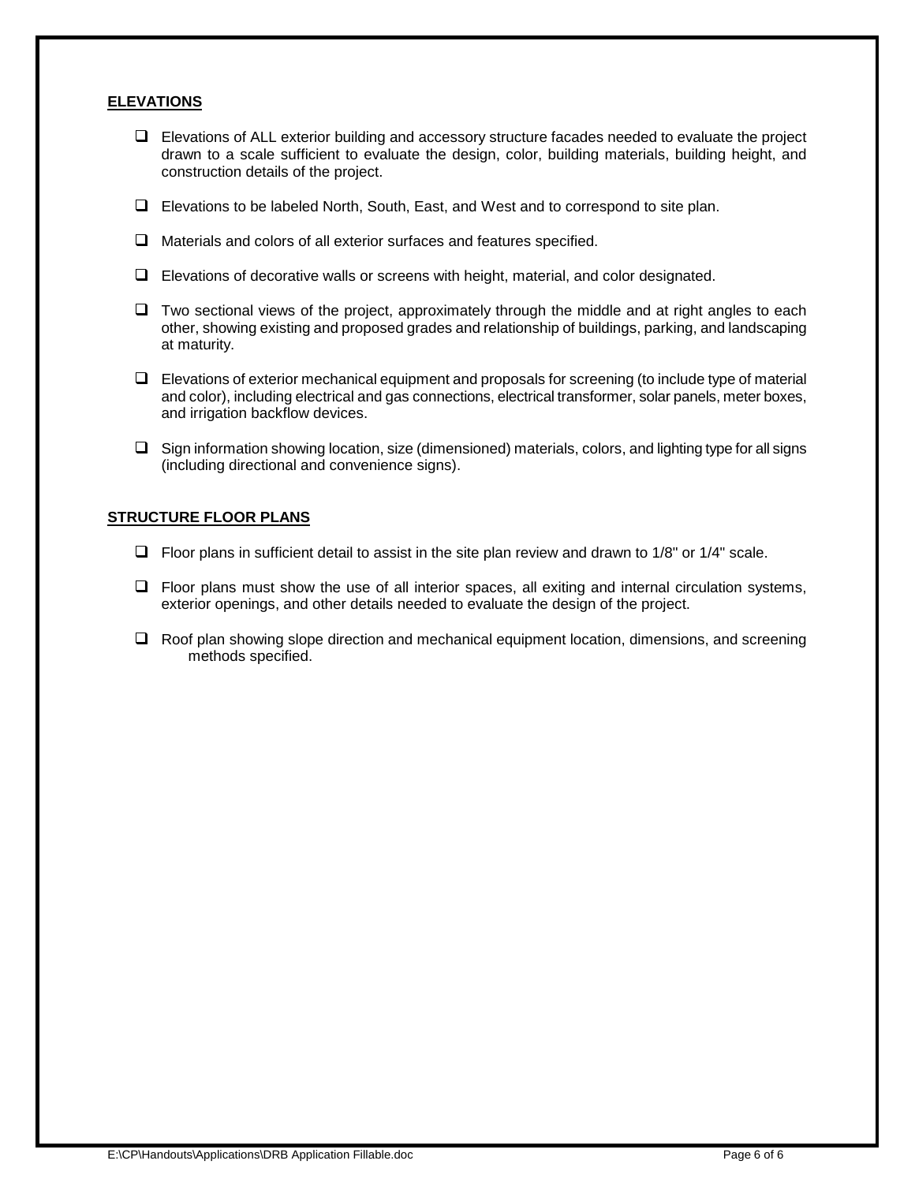## ELEVATIONS

- ❑ Elevations of ALL exterior building and accessory structure facades needed to evaluate the project drawn to a scale sufficient to evaluate the design, color, building materials, building height, and construction details of the project.
- ❑ Elevations to be labeled North, South, East, and West and to correspond to site plan.
- ❑ Materials and colors of all exterior surfaces and features specified.
- ❑ Elevations of decorative walls or screens with height, material, and color designated.
- ❑ Two sectional views of the project, approximately through the middle and at right angles to each other, showing existing and proposed grades and relationship of buildings, parking, and landscaping at maturity.
- ❑ Elevations of exterior mechanical equipment and proposals for screening (to include type of material and color), including electrical and gas connections, electrical transformer, solar panels, meter boxes, and irrigation backflow devices.
- ❑ Sign information showing location, size (dimensioned) materials, colors, and lighting type for all signs (including directional and convenience signs).

## STRUCTURE FLOOR PLANS

- ❑ Floor plans in sufficient detail to assist in the site plan review and drawn to 1/8" or 1/4" scale.
- ❑ Floor plans must show the use of all interior spaces, all exiting and internal circulation systems, exterior openings, and other details needed to evaluate the design of the project.
- ❑ Roof plan showing slope direction and mechanical equipment location, dimensions, and screening methods specified.